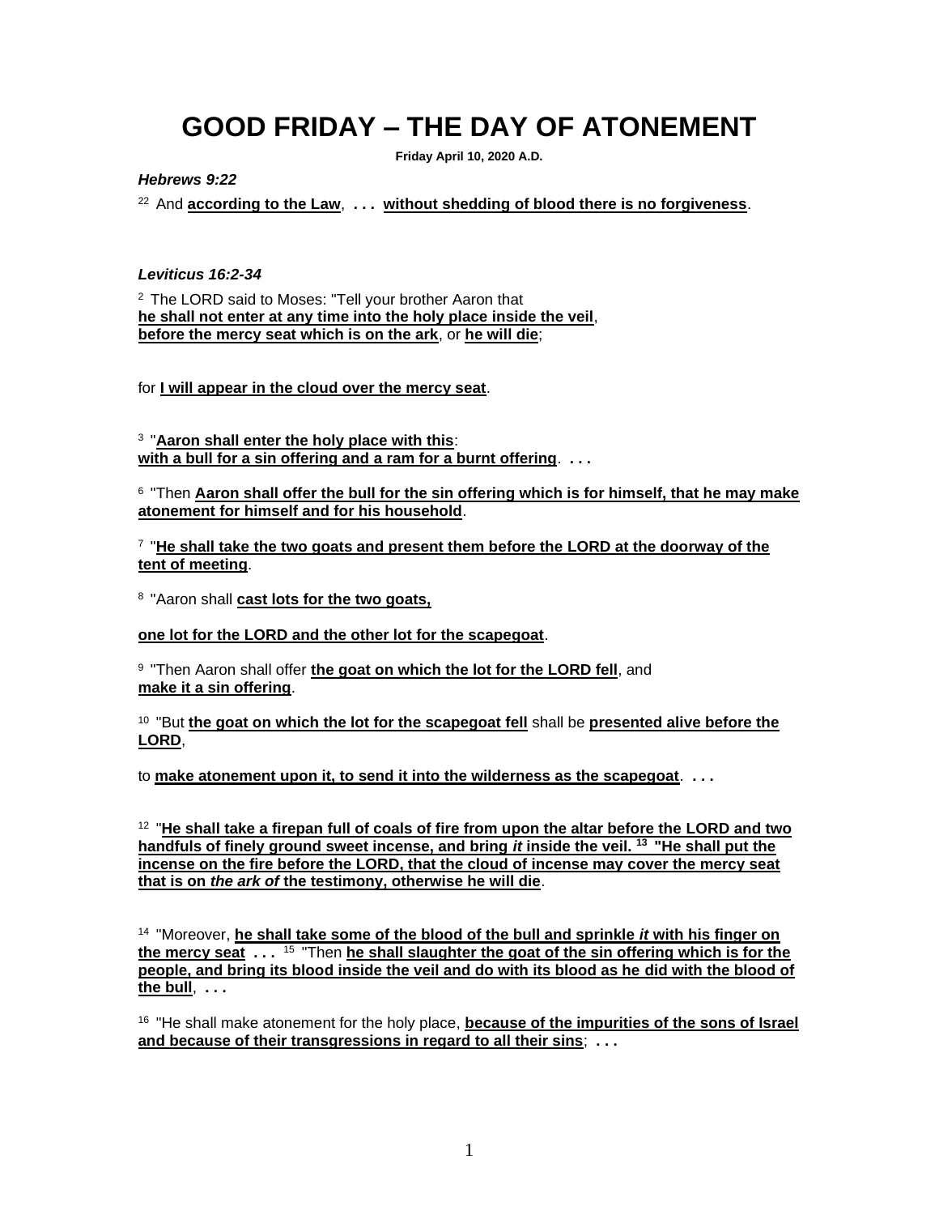# GOOD FRIDAY – THE DAY OF ATONEMENT

**Friday April 10, 2020 A.D.**

***Hebrews 9:22***

22 And **according to the Law**, **. . .** **without shedding of blood there is no forgiveness**.

***Leviticus 16:2-34***

2 The LORD said to Moses: "Tell your brother Aaron that
**he shall not enter at any time into the holy place inside the veil**,
**before the mercy seat which is on the ark**, or **he will die**;

for **I will appear in the cloud over the mercy seat**.

3 "**Aaron shall enter the holy place with this**:
**with a bull for a sin offering and a ram for a burnt offering**. **. . .**

6 "Then **Aaron shall offer the bull for the sin offering which is for himself, that he may make atonement for himself and for his household**.

7 "**He shall take the two goats and present them before the LORD at the doorway of the tent of meeting**.

8 "Aaron shall **cast lots for the two goats,**

**one lot for the LORD and the other lot for the scapegoat**.

9 "Then Aaron shall offer **the goat on which the lot for the LORD fell**, and
**make it a sin offering**.

10 "But **the goat on which the lot for the scapegoat fell** shall be **presented alive before the LORD**,

to **make atonement upon it, to send it into the wilderness as the scapegoat**. **. . .**

12 "**He shall take a firepan full of coals of fire from upon the altar before the LORD and two handfuls of finely ground sweet incense, and bring *it* inside the veil.** 13 **"He shall put the incense on the fire before the LORD, that the cloud of incense may cover the mercy seat that is on *the ark of* the testimony, otherwise he will die**.

14 "Moreover, **he shall take some of the blood of the bull and sprinkle *it* with his finger on the mercy seat** **. . .** 15 "Then **he shall slaughter the goat of the sin offering which is for the people, and bring its blood inside the veil and do with its blood as he did with the blood of the bull**, **. . .**

16 "He shall make atonement for the holy place, **because of the impurities of the sons of Israel and because of their transgressions in regard to all their sins**; **. . .**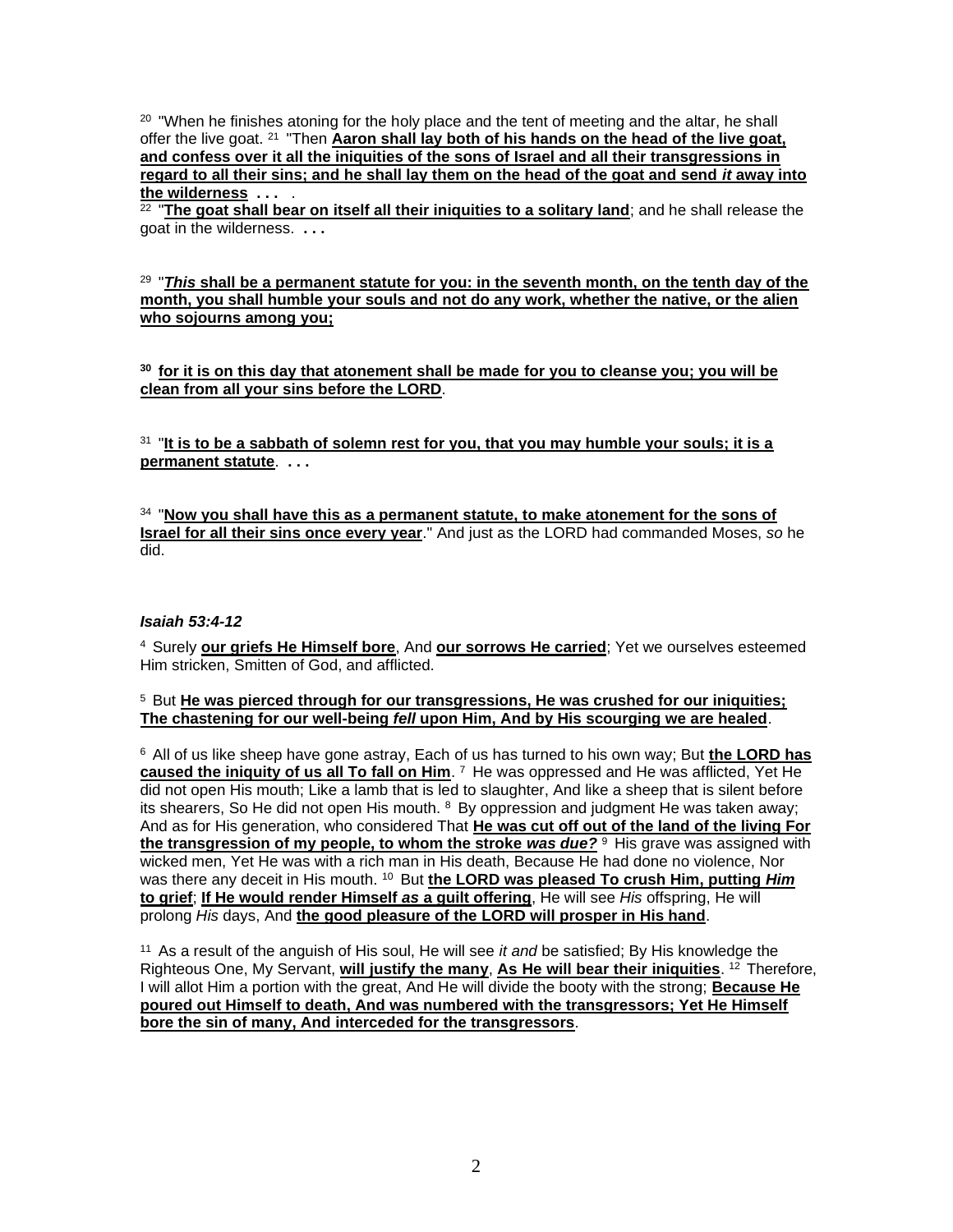[20] "When he finishes atoning for the holy place and the tent of meeting and the altar, he shall offer the live goat. [21] "Then **Aaron shall lay both of his hands on the head of the live goat, and confess over it all the iniquities of the sons of Israel and all their transgressions in regard to all their sins; and he shall lay them on the head of the goat and send *it* away into the wilderness** **. . .** .

[22] "**The goat shall bear on itself all their iniquities to a solitary land**; and he shall release the goat in the wilderness. **. . .**

[29] "***This* shall be a permanent statute for you: in the seventh month, on the tenth day of the month, you shall humble your souls and not do any work, whether the native, or the alien who sojourns among you;**

**[30] for it is on this day that atonement shall be made for you to cleanse you; you will be clean from all your sins before the LORD**.

[31] "**It is to be a sabbath of solemn rest for you, that you may humble your souls; it is a permanent statute**. **. . .**

[34] "**Now you shall have this as a permanent statute, to make atonement for the sons of Israel for all their sins once every year**." And just as the LORD had commanded Moses, *so* he did.

***Isaiah 53:4-12***

[4] Surely **our griefs He Himself bore**, And **our sorrows He carried**; Yet we ourselves esteemed Him stricken, Smitten of God, and afflicted.

[5] But **He was pierced through for our transgressions, He was crushed for our iniquities; The chastening for our well-being *fell* upon Him, And by His scourging we are healed**.

[6] All of us like sheep have gone astray, Each of us has turned to his own way; But **the LORD has caused the iniquity of us all To fall on Him**. [7] He was oppressed and He was afflicted, Yet He did not open His mouth; Like a lamb that is led to slaughter, And like a sheep that is silent before its shearers, So He did not open His mouth. [8] By oppression and judgment He was taken away; And as for His generation, who considered That **He was cut off out of the land of the living For the transgression of my people, to whom the stroke *was due?*** [9] His grave was assigned with wicked men, Yet He was with a rich man in His death, Because He had done no violence, Nor was there any deceit in His mouth. [10] But **the LORD was pleased To crush Him, putting *Him* to grief**; **If He would render Himself *as* a guilt offering**, He will see *His* offspring, He will prolong *His* days, And **the good pleasure of the LORD will prosper in His hand**.

[11] As a result of the anguish of His soul, He will see *it and* be satisfied; By His knowledge the Righteous One, My Servant, **will justify the many**, **As He will bear their iniquities**. [12] Therefore, I will allot Him a portion with the great, And He will divide the booty with the strong; **Because He poured out Himself to death, And was numbered with the transgressors; Yet He Himself bore the sin of many, And interceded for the transgressors**.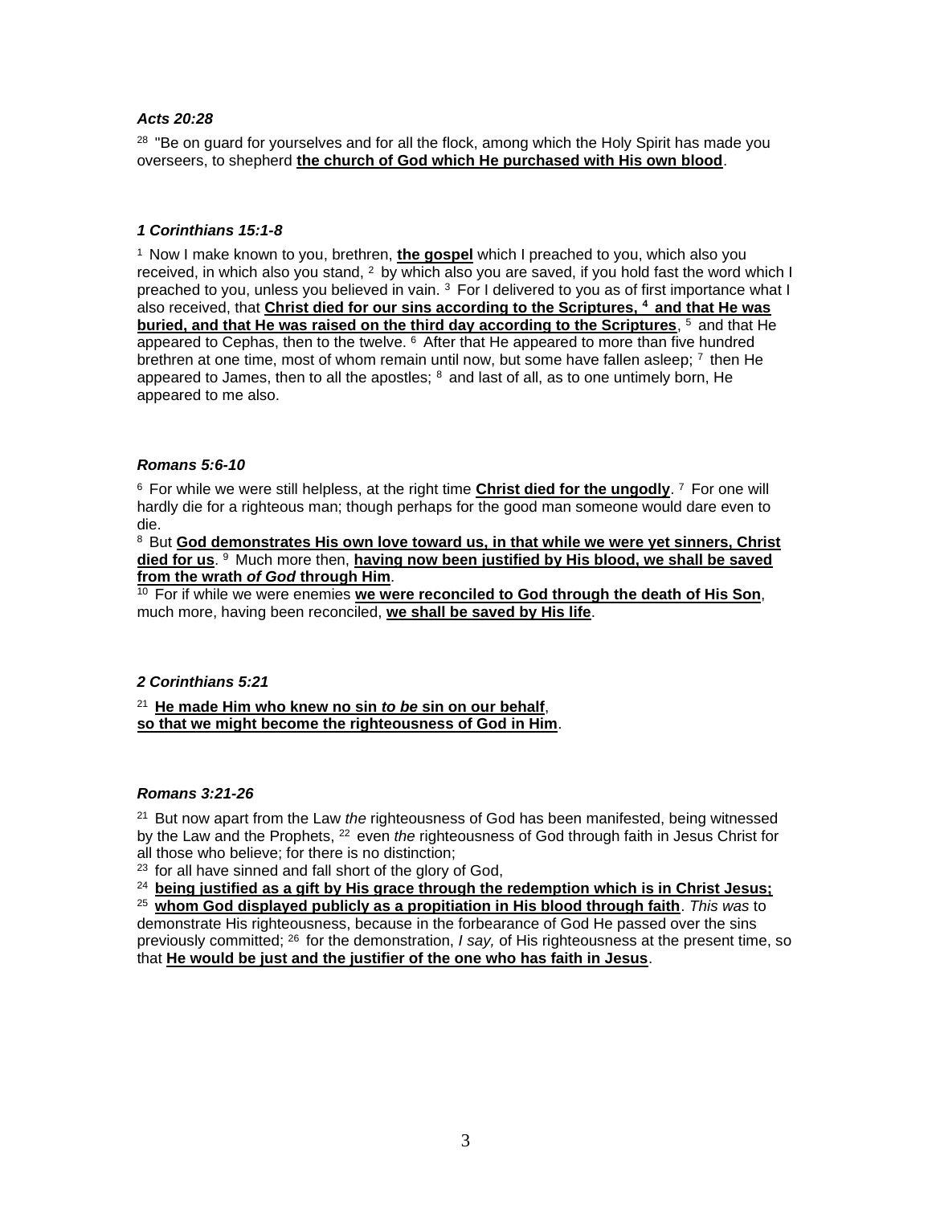***Acts 20:28***

[28] "Be on guard for yourselves and for all the flock, among which the Holy Spirit has made you overseers, to shepherd **the church of God which He purchased with His own blood**.

***1 Corinthians 15:1-8***

[1] Now I make known to you, brethren, **the gospel** which I preached to you, which also you received, in which also you stand, [2] by which also you are saved, if you hold fast the word which I preached to you, unless you believed in vain. [3] For I delivered to you as of first importance what I also received, that **Christ died for our sins according to the Scriptures, [4] and that He was buried, and that He was raised on the third day according to the Scriptures**, [5] and that He appeared to Cephas, then to the twelve. [6] After that He appeared to more than five hundred brethren at one time, most of whom remain until now, but some have fallen asleep; [7] then He appeared to James, then to all the apostles; [8] and last of all, as to one untimely born, He appeared to me also.

***Romans 5:6-10***

[6] For while we were still helpless, at the right time **Christ died for the ungodly**. [7] For one will hardly die for a righteous man; though perhaps for the good man someone would dare even to die.

[8] But **God demonstrates His own love toward us, in that while we were yet sinners, Christ died for us**. [9] Much more then, **having now been justified by His blood, we shall be saved from the wrath *of God* through Him**.

[10] For if while we were enemies **we were reconciled to God through the death of His Son**, much more, having been reconciled, **we shall be saved by His life**.

***2 Corinthians 5:21***

[21] **He made Him who knew no sin *to be* sin on our behalf**,
**so that we might become the righteousness of God in Him**.

***Romans 3:21-26***

[21] But now apart from the Law *the* righteousness of God has been manifested, being witnessed by the Law and the Prophets, [22] even *the* righteousness of God through faith in Jesus Christ for all those who believe; for there is no distinction;

[23] for all have sinned and fall short of the glory of God,

[24] **being justified as a gift by His grace through the redemption which is in Christ Jesus;**

[25] **whom God displayed publicly as a propitiation in His blood through faith**. *This was* to demonstrate His righteousness, because in the forbearance of God He passed over the sins previously committed; [26] for the demonstration, *I say,* of His righteousness at the present time, so that **He would be just and the justifier of the one who has faith in Jesus**.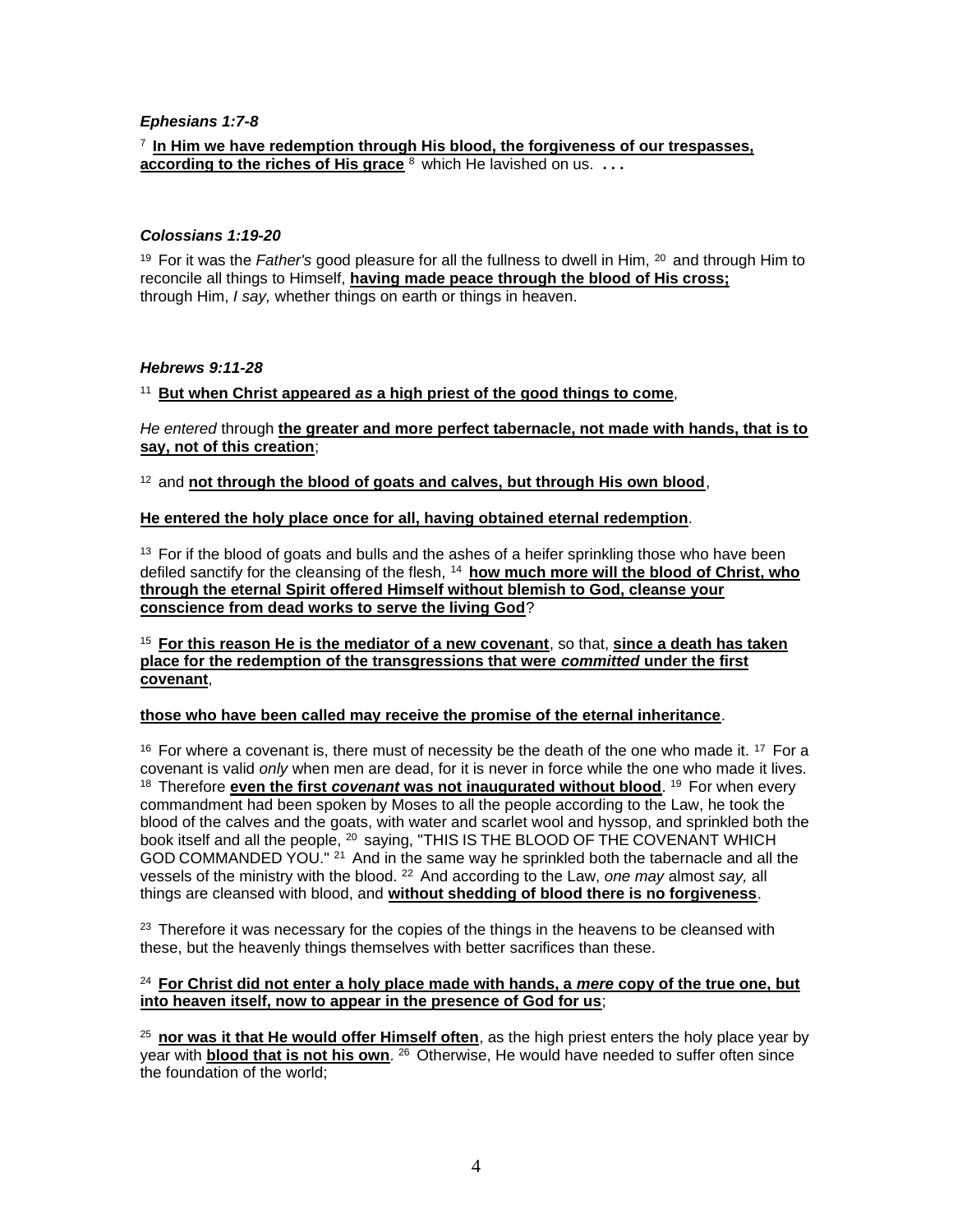***Ephesians 1:7-8***

[7] **<u>In Him we have redemption through His blood, the forgiveness of our trespasses, according to the riches of His grace</u>** [8] which He lavished on us. **. . .**

***Colossians 1:19-20***

[19] For it was the *Father's* good pleasure for all the fullness to dwell in Him, [20] and through Him to reconcile all things to Himself, **<u>having made peace through the blood of His cross;</u>** through Him, *I say,* whether things on earth or things in heaven.

***Hebrews 9:11-28***

[11] **<u>But when Christ appeared *as* a high priest of the good things to come</u>**,

*He entered* through **<u>the greater and more perfect tabernacle, not made with hands, that is to say, not of this creation</u>**;

[12] and **<u>not through the blood of goats and calves, but through His own blood</u>**,

**<u>He entered the holy place once for all, having obtained eternal redemption</u>**.

[13] For if the blood of goats and bulls and the ashes of a heifer sprinkling those who have been defiled sanctify for the cleansing of the flesh, [14] **<u>how much more will the blood of Christ, who through the eternal Spirit offered Himself without blemish to God, cleanse your conscience from dead works to serve the living God</u>**?

[15] **<u>For this reason He is the mediator of a new covenant</u>**, so that, **<u>since a death has taken place for the redemption of the transgressions that were *committed* under the first covenant</u>**,

**<u>those who have been called may receive the promise of the eternal inheritance</u>**.

[16] For where a covenant is, there must of necessity be the death of the one who made it. [17] For a covenant is valid *only* when men are dead, for it is never in force while the one who made it lives. [18] Therefore **<u>even the first *covenant* was not inaugurated without blood</u>**. [19] For when every commandment had been spoken by Moses to all the people according to the Law, he took the blood of the calves and the goats, with water and scarlet wool and hyssop, and sprinkled both the book itself and all the people, [20] saying, "THIS IS THE BLOOD OF THE COVENANT WHICH GOD COMMANDED YOU." [21] And in the same way he sprinkled both the tabernacle and all the vessels of the ministry with the blood. [22] And according to the Law, *one may* almost *say,* all things are cleansed with blood, and **<u>without shedding of blood there is no forgiveness</u>**.

[23] Therefore it was necessary for the copies of the things in the heavens to be cleansed with these, but the heavenly things themselves with better sacrifices than these.

[24] **<u>For Christ did not enter a holy place made with hands, a *mere* copy of the true one, but into heaven itself, now to appear in the presence of God for us</u>**;

[25] **<u>nor was it that He would offer Himself often</u>**, as the high priest enters the holy place year by year with **<u>blood that is not his own</u>**. [26] Otherwise, He would have needed to suffer often since the foundation of the world;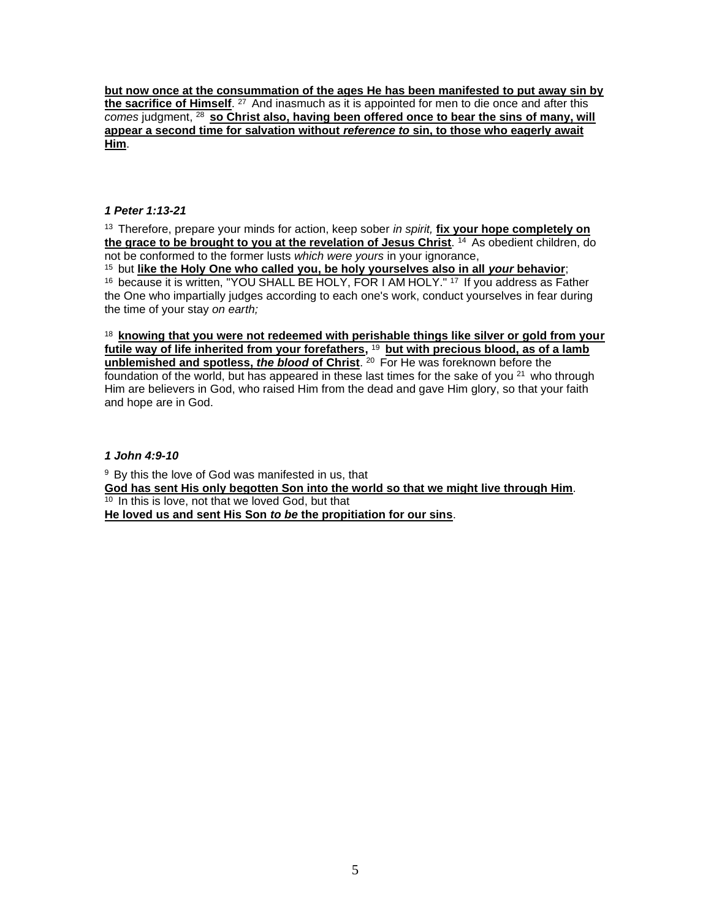**but now once at the consummation of the ages He has been manifested to put away sin by the sacrifice of Himself**. [27] And inasmuch as it is appointed for men to die once and after this *comes* judgment, [28] **so Christ also, having been offered once to bear the sins of many, will appear a second time for salvation without *reference to* sin, to those who eagerly await Him**.

***1 Peter 1:13-21***

[13] Therefore, prepare your minds for action, keep sober *in spirit,* **fix your hope completely on the grace to be brought to you at the revelation of Jesus Christ**. [14] As obedient children, do not be conformed to the former lusts *which were yours* in your ignorance,
[15] but **like the Holy One who called you, be holy yourselves also in all *your* behavior**;
[16] because it is written, "YOU SHALL BE HOLY, FOR I AM HOLY." [17] If you address as Father the One who impartially judges according to each one's work, conduct yourselves in fear during the time of your stay *on earth;*

[18] **knowing that you were not redeemed with perishable things like silver or gold from your futile way of life inherited from your forefathers,** [19] **but with precious blood, as of a lamb unblemished and spotless, *the blood* of Christ**. [20] For He was foreknown before the foundation of the world, but has appeared in these last times for the sake of you [21] who through Him are believers in God, who raised Him from the dead and gave Him glory, so that your faith and hope are in God.

***1 John 4:9-10***

[9] By this the love of God was manifested in us, that
**God has sent His only begotten Son into the world so that we might live through Him**.
[10] In this is love, not that we loved God, but that
**He loved us and sent His Son *to be* the propitiation for our sins**.